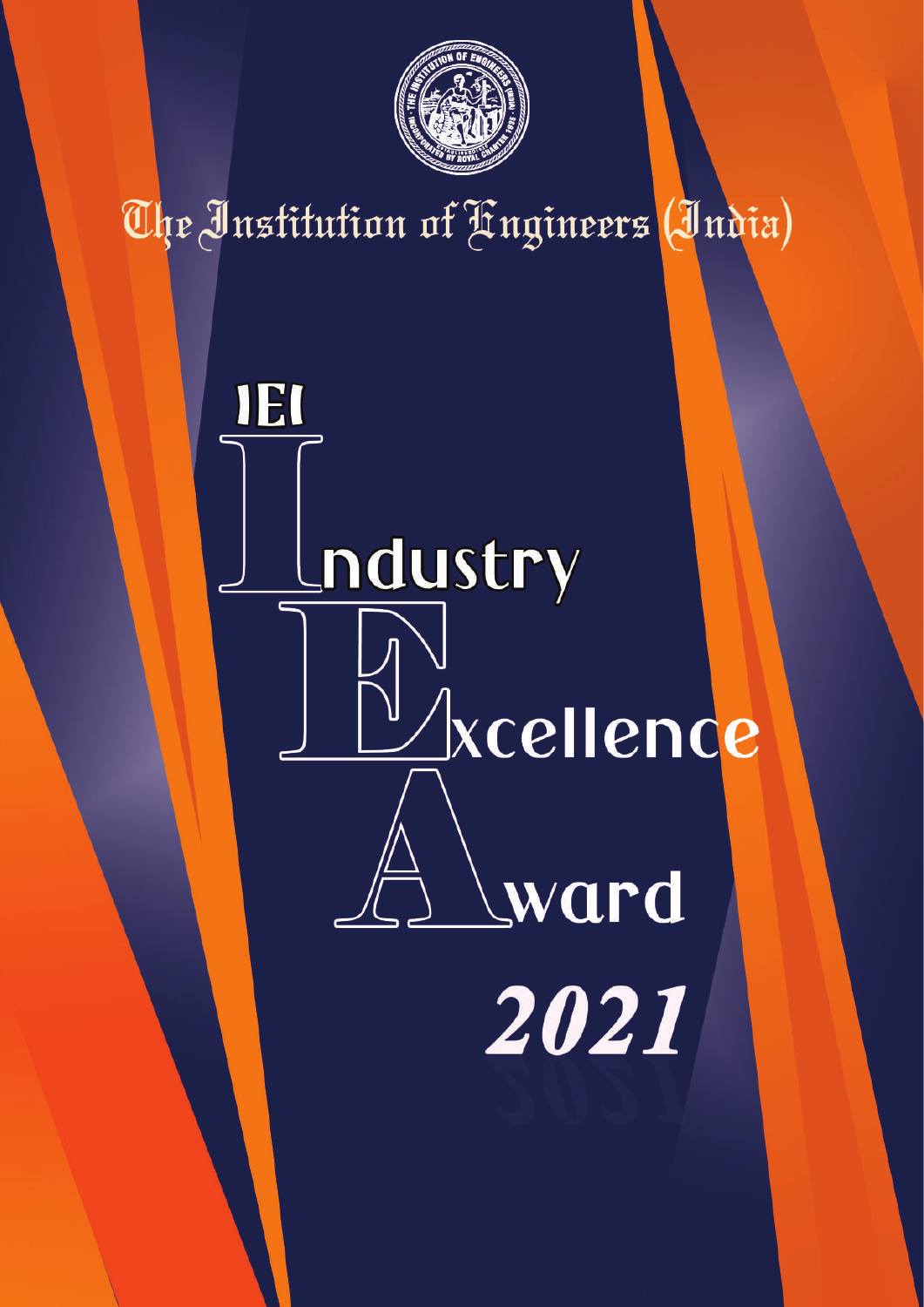# The Institution of Engineers (India)

# IEI Industry Excellence Award 2021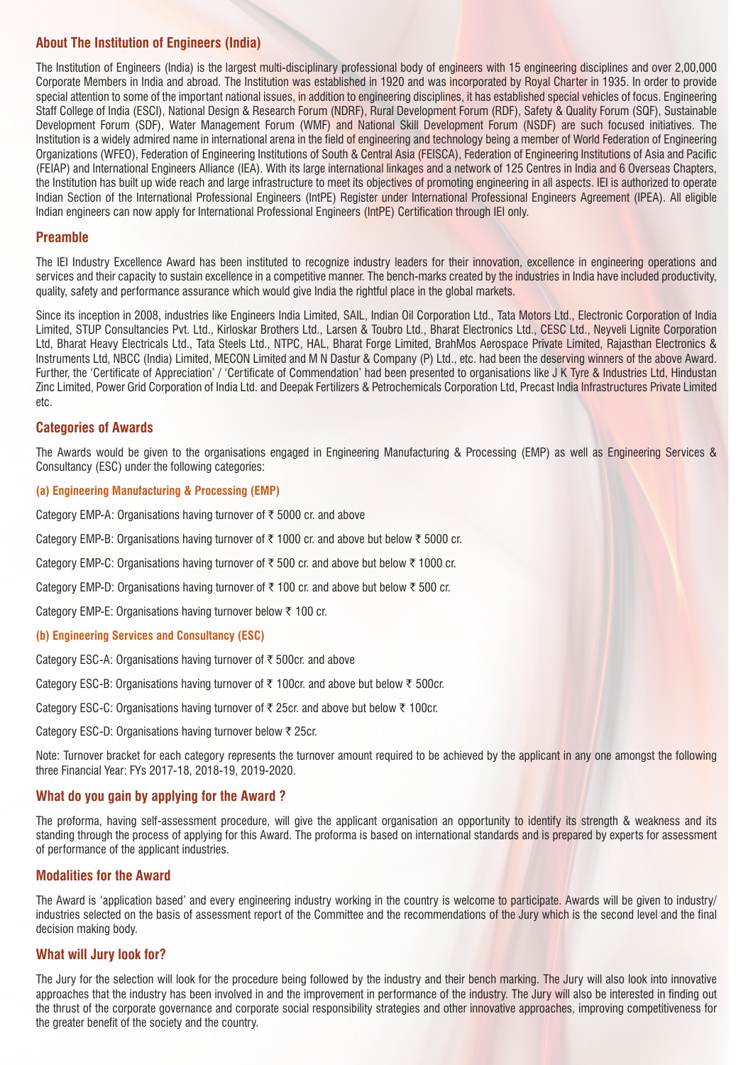## About The Institution of Engineers (India)

The Institution of Engineers (India) is the largest multi-disciplinary professional body of engineers with 15 engineering disciplines and over 2,00,000 Corporate Members in India and abroad. The Institution was established in 1920 and was incorporated by Royal Charter in 1935. In order to provide special attention to some of the important national issues, in addition to engineering disciplines, it has established special vehicles of focus. Engineering Staff College of India (ESCI), National Design & Research Forum (NDRF), Rural Development Forum (RDF), Safety & Quality Forum (SQF), Sustainable Development Forum (SDF), Water Management Forum (WMF) and National Skill Development Forum (NSDF) are such focused initiatives. The Institution is a widely admired name in international arena in the field of engineering and technology being a member of World Federation of Engineering Organizations (WFEO), Federation of Engineering Institutions of South & Central Asia (FEISCA), Federation of Engineering Institutions of Asia and Pacific (FEIAP) and International Engineers Alliance (IEA). With its large international linkages and a network of 125 Centres in India and 6 Overseas Chapters, the Institution has built up wide reach and large infrastructure to meet its objectives of promoting engineering in all aspects. IEI is authorized to operate Indian Section of the International Professional Engineers (IntPE) Register under International Professional Engineers Agreement (IPEA). All eligible Indian engineers can now apply for International Professional Engineers (IntPE) Certification through IEI only.

## Preamble

The IEI Industry Excellence Award has been instituted to recognize industry leaders for their innovation, excellence in engineering operations and services and their capacity to sustain excellence in a competitive manner. The bench-marks created by the industries in India have included productivity, quality, safety and performance assurance which would give India the rightful place in the global markets.

Since its inception in 2008, industries like Engineers India Limited, SAIL, Indian Oil Corporation Ltd., Tata Motors Ltd., Electronic Corporation of India Limited, STUP Consultancies Pvt. Ltd., Kirloskar Brothers Ltd., Larsen & Toubro Ltd., Bharat Electronics Ltd., CESC Ltd., Neyveli Lignite Corporation Ltd, Bharat Heavy Electricals Ltd., Tata Steels Ltd., NTPC, HAL, Bharat Forge Limited, BrahMos Aerospace Private Limited, Rajasthan Electronics & Instruments Ltd, NBCC (India) Limited, MECON Limited and M N Dastur & Company (P) Ltd., etc. had been the deserving winners of the above Award. Further, the 'Certificate of Appreciation' / 'Certificate of Commendation' had been presented to organisations like J K Tyre & Industries Ltd, Hindustan Zinc Limited, Power Grid Corporation of India Ltd. and Deepak Fertilizers & Petrochemicals Corporation Ltd, Precast India Infrastructures Private Limited etc.

## Categories of Awards

The Awards would be given to the organisations engaged in Engineering Manufacturing & Processing (EMP) as well as Engineering Services & Consultancy (ESC) under the following categories:

#### (a) Engineering Manufacturing & Processing (EMP)

Category EMP-A: Organisations having turnover of ₹ 5000 cr. and above

Category EMP-B: Organisations having turnover of ₹ 1000 cr. and above but below ₹ 5000 cr.

Category EMP-C: Organisations having turnover of ₹ 500 cr. and above but below ₹ 1000 cr.

Category EMP-D: Organisations having turnover of ₹ 100 cr. and above but below ₹ 500 cr.

Category EMP-E: Organisations having turnover below ₹ 100 cr.

#### (b) Engineering Services and Consultancy (ESC)

Category ESC-A: Organisations having turnover of ₹ 500cr. and above

Category ESC-B: Organisations having turnover of ₹ 100cr. and above but below ₹ 500cr.

Category ESC-C: Organisations having turnover of ₹ 25cr. and above but below ₹ 100cr.

Category ESC-D: Organisations having turnover below ₹ 25cr.

Note: Turnover bracket for each category represents the turnover amount required to be achieved by the applicant in any one amongst the following three Financial Year: FYs 2017-18, 2018-19, 2019-2020.

## What do you gain by applying for the Award ?

The proforma, having self-assessment procedure, will give the applicant organisation an opportunity to identify its strength & weakness and its standing through the process of applying for this Award. The proforma is based on international standards and is prepared by experts for assessment of performance of the applicant industries.

## Modalities for the Award

The Award is 'application based' and every engineering industry working in the country is welcome to participate. Awards will be given to industry/ industries selected on the basis of assessment report of the Committee and the recommendations of the Jury which is the second level and the final decision making body.

## What will Jury look for?

The Jury for the selection will look for the procedure being followed by the industry and their bench marking. The Jury will also look into innovative approaches that the industry has been involved in and the improvement in performance of the industry. The Jury will also be interested in finding out the thrust of the corporate governance and corporate social responsibility strategies and other innovative approaches, improving competitiveness for the greater benefit of the society and the country.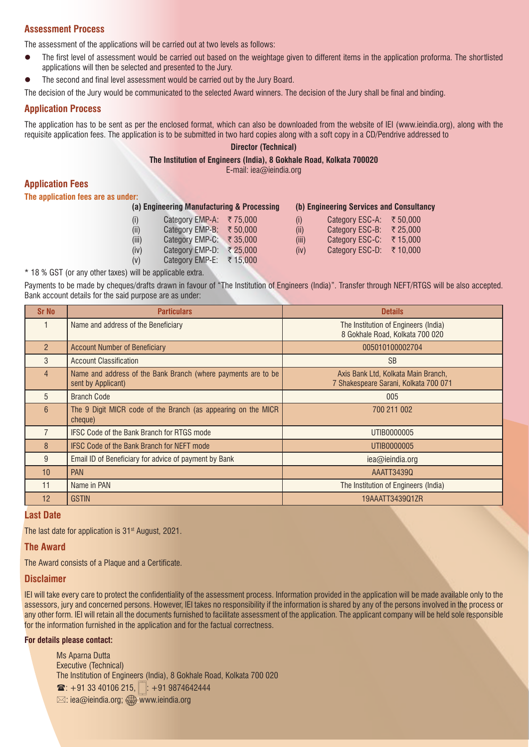## Assessment Process

The assessment of the applications will be carried out at two levels as follows:

- The first level of assessment would be carried out based on the weightage given to different items in the application proforma. The shortlisted applications will then be selected and presented to the Jury.
- The second and final level assessment would be carried out by the Jury Board.

The decision of the Jury would be communicated to the selected Award winners. The decision of the Jury shall be final and binding.

## Application Process

The application has to be sent as per the enclosed format, which can also be downloaded from the website of IEI (www.ieindia.org), along with the requisite application fees. The application is to be submitted in two hard copies along with a soft copy in a CD/Pendrive addressed to

**Director (Technical)**

**The Institution of Engineers (India), 8 Gokhale Road, Kolkata 700020**

E-mail: iea@ieindia.org

## Application Fees

**The application fees are as under:**

**(a) Engineering Manufacturing & Processing**

| | | |
|---|---|---|
| (i) | Category EMP-A: | ₹ 75,000 |
| (ii) | Category EMP-B: | ₹ 50,000 |
| (iii) | Category EMP-C: | ₹ 35,000 |
| (iv) | Category EMP-D: | ₹ 25,000 |
| (v) | Category EMP-E: | ₹ 15,000 |

**(b) Engineering Services and Consultancy**

| | | |
|---|---|---|
| (i) | Category ESC-A: | ₹ 50,000 |
| (ii) | Category ESC-B: | ₹ 25,000 |
| (iii) | Category ESC-C: | ₹ 15,000 |
| (iv) | Category ESC-D: | ₹ 10,000 |

* 18 % GST (or any other taxes) will be applicable extra.

Payments to be made by cheques/drafts drawn in favour of "The Institution of Engineers (India)". Transfer through NEFT/RTGS will be also accepted. Bank account details for the said purpose are as under:

| Sr No | Particulars | Details |
|---|---|---|
| 1 | Name and address of the Beneficiary | The Institution of Engineers (India) 8 Gokhale Road, Kolkata 700 020 |
| 2 | Account Number of Beneficiary | 005010100002704 |
| 3 | Account Classification | SB |
| 4 | Name and address of the Bank Branch (where payments are to be sent by Applicant) | Axis Bank Ltd, Kolkata Main Branch, 7 Shakespeare Sarani, Kolkata 700 071 |
| 5 | Branch Code | 005 |
| 6 | The 9 Digit MICR code of the Branch (as appearing on the MICR cheque) | 700 211 002 |
| 7 | IFSC Code of the Bank Branch for RTGS mode | UTIB0000005 |
| 8 | IFSC Code of the Bank Branch for NEFT mode | UTIB0000005 |
| 9 | Email ID of Beneficiary for advice of payment by Bank | iea@ieindia.org |
| 10 | PAN | AAATT3439Q |
| 11 | Name in PAN | The Institution of Engineers (India) |
| 12 | GSTIN | 19AAATT3439Q1ZR |

## Last Date

The last date for application is 31st August, 2021.

## The Award

The Award consists of a Plaque and a Certificate.

## Disclaimer

IEI will take every care to protect the confidentiality of the assessment process. Information provided in the application will be made available only to the assessors, jury and concerned persons. However, IEI takes no responsibility if the information is shared by any of the persons involved in the process or any other form. IEI will retain all the documents furnished to facilitate assessment of the application. The applicant company will be held sole responsible for the information furnished in the application and for the factual correctness.

**For details please contact:**

Ms Aparna Dutta
Executive (Technical)
The Institution of Engineers (India), 8 Gokhale Road, Kolkata 700 020
☎: +91 33 40106 215, : +91 9874642444
✉: iea@ieindia.org; www.ieindia.org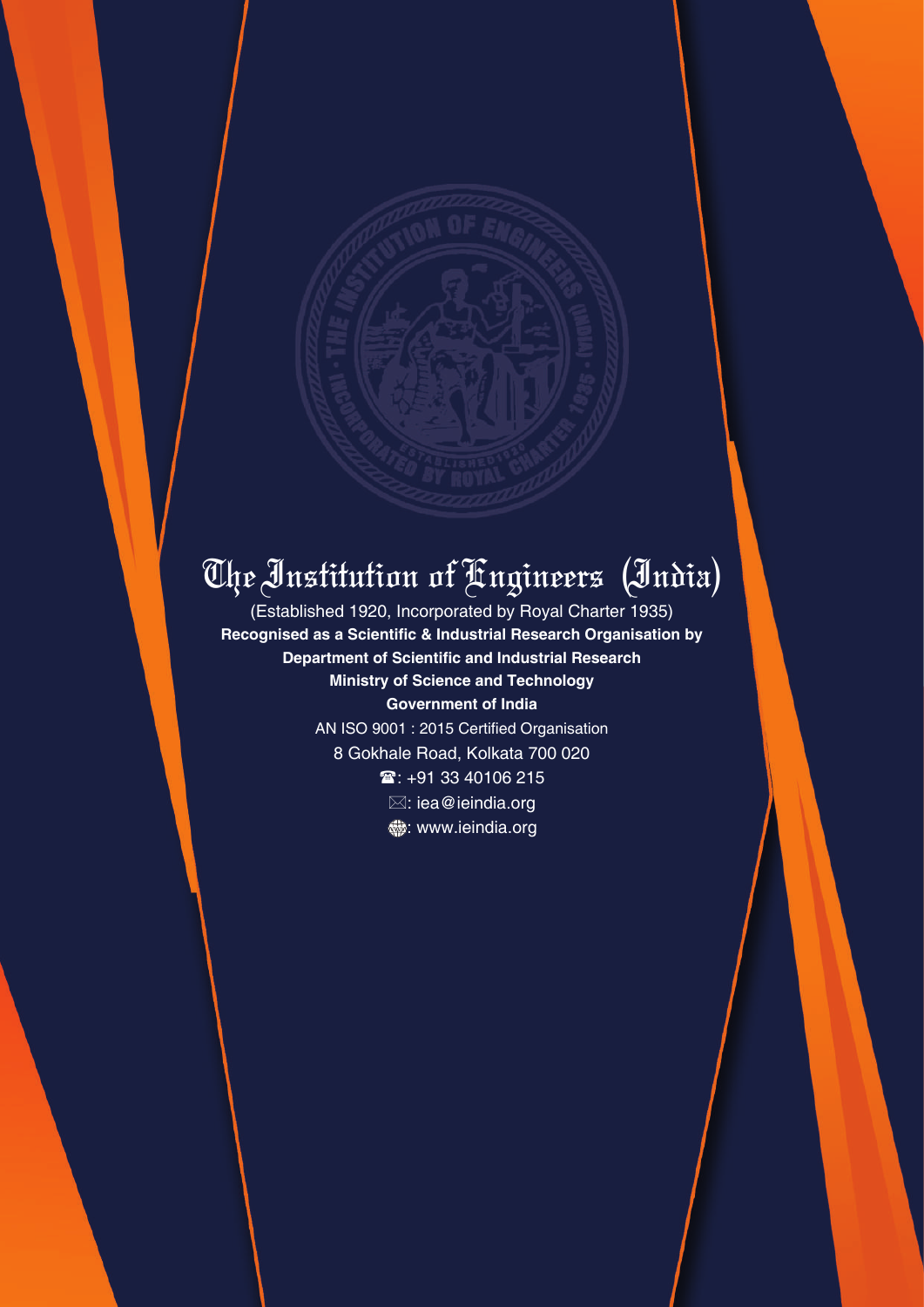# The Institution of Engineers (India)

(Established 1920, Incorporated by Royal Charter 1935)

**Recognised as a Scientific & Industrial Research Organisation by**

**Department of Scientific and Industrial Research**

**Ministry of Science and Technology**

**Government of India**

AN ISO 9001 : 2015 Certified Organisation

8 Gokhale Road, Kolkata 700 020

☎: +91 33 40106 215

✉: iea@ieindia.org

🌐: www.ieindia.org